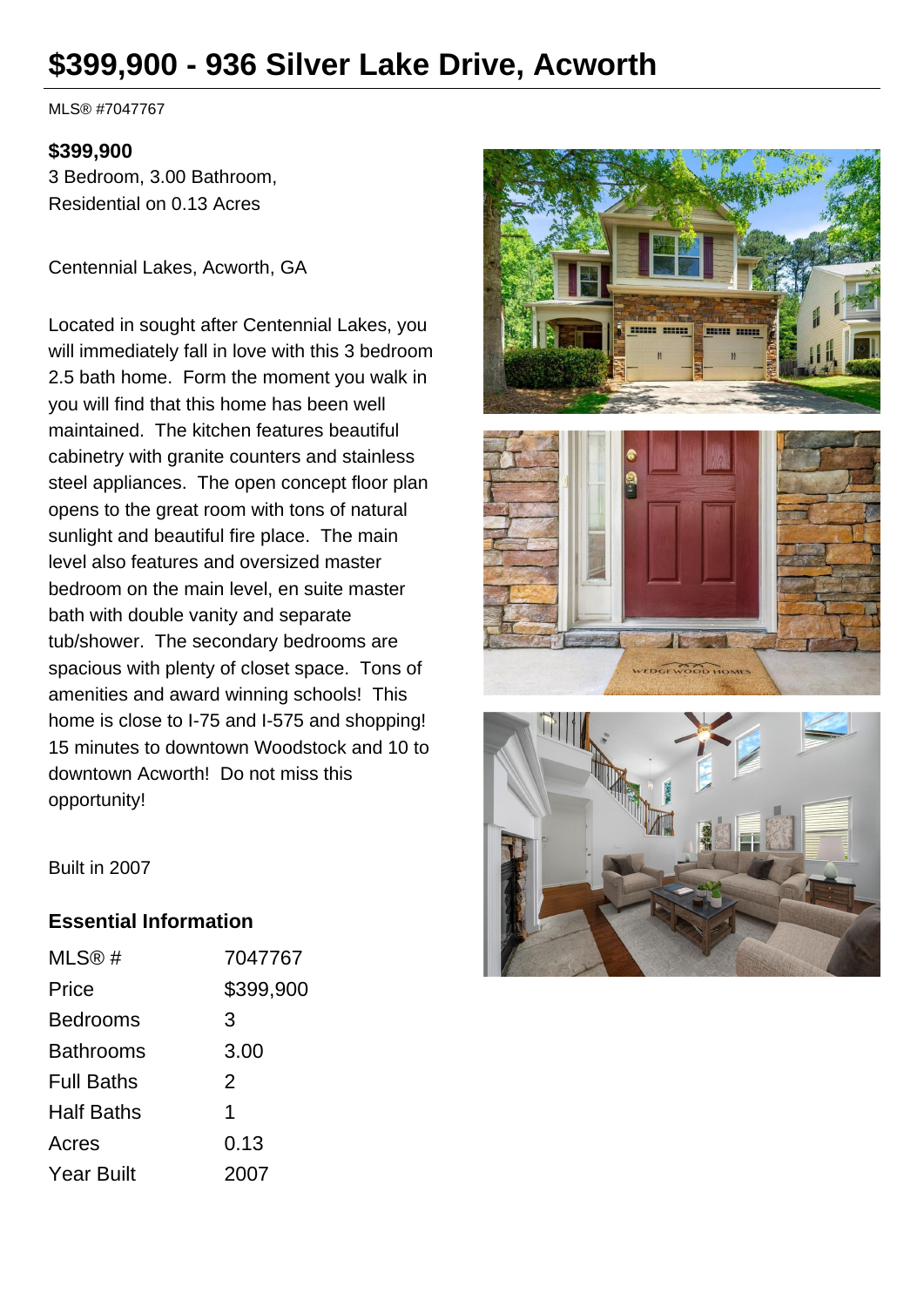# $399,900 - 936 Silver Lake Drive, Acworth

MLS® #7047767

**$399,900**

3 Bedroom, 3.00 Bathroom,
Residential on 0.13 Acres

Centennial Lakes, Acworth, GA

Located in sought after Centennial Lakes, you will immediately fall in love with this 3 bedroom 2.5 bath home. Form the moment you walk in you will find that this home has been well maintained. The kitchen features beautiful cabinetry with granite counters and stainless steel appliances. The open concept floor plan opens to the great room with tons of natural sunlight and beautiful fire place. The main level also features and oversized master bedroom on the main level, en suite master bath with double vanity and separate tub/shower. The secondary bedrooms are spacious with plenty of closet space. Tons of amenities and award winning schools! This home is close to I-75 and I-575 and shopping! 15 minutes to downtown Woodstock and 10 to downtown Acworth! Do not miss this opportunity!

Built in 2007

## Essential Information

| | |
|---|---|
| MLS® # | 7047767 |
| Price | $399,900 |
| Bedrooms | 3 |
| Bathrooms | 3.00 |
| Full Baths | 2 |
| Half Baths | 1 |
| Acres | 0.13 |
| Year Built | 2007 |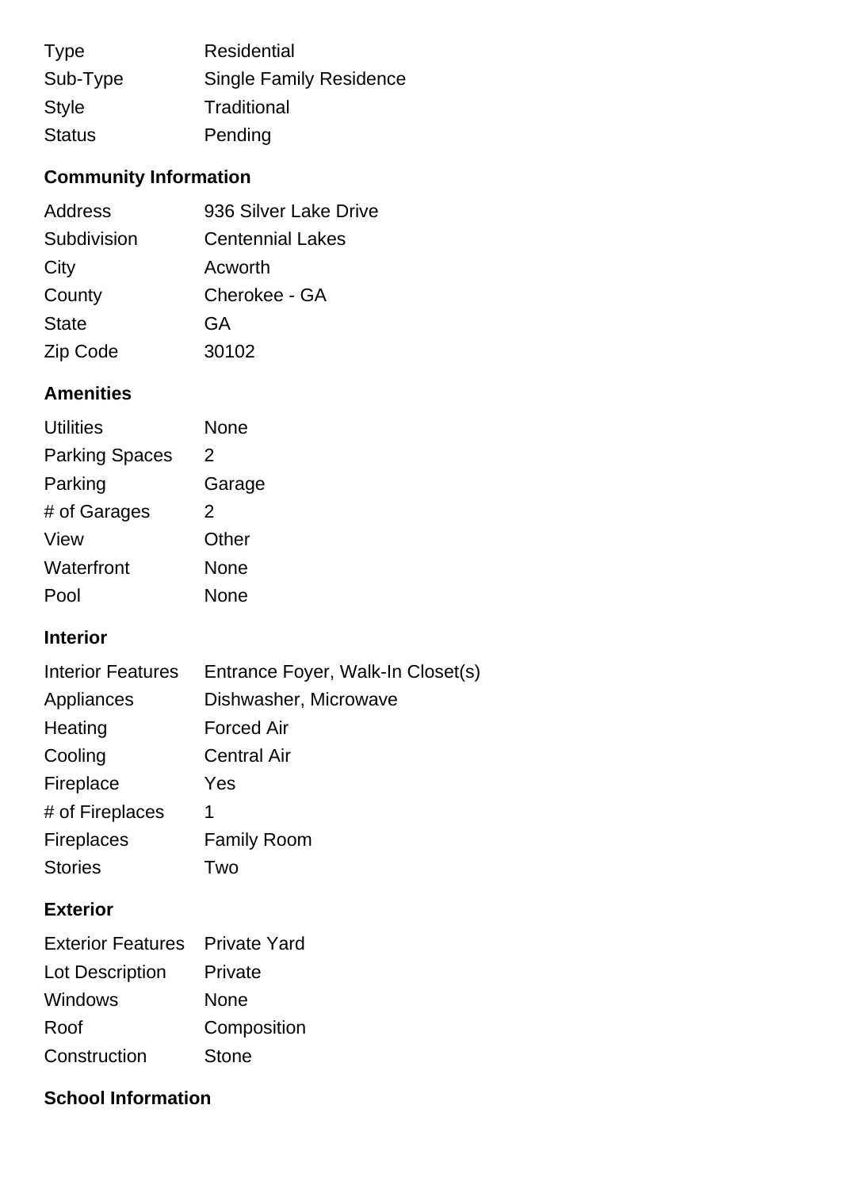| | |
|---|---|
| Type | Residential |
| Sub-Type | Single Family Residence |
| Style | Traditional |
| Status | Pending |

## Community Information

| | |
|---|---|
| Address | 936 Silver Lake Drive |
| Subdivision | Centennial Lakes |
| City | Acworth |
| County | Cherokee - GA |
| State | GA |
| Zip Code | 30102 |

## Amenities

| | |
|---|---|
| Utilities | None |
| Parking Spaces | 2 |
| Parking | Garage |
| # of Garages | 2 |
| View | Other |
| Waterfront | None |
| Pool | None |

## Interior

| | |
|---|---|
| Interior Features | Entrance Foyer, Walk-In Closet(s) |
| Appliances | Dishwasher, Microwave |
| Heating | Forced Air |
| Cooling | Central Air |
| Fireplace | Yes |
| # of Fireplaces | 1 |
| Fireplaces | Family Room |
| Stories | Two |

## Exterior

| | |
|---|---|
| Exterior Features | Private Yard |
| Lot Description | Private |
| Windows | None |
| Roof | Composition |
| Construction | Stone |

## School Information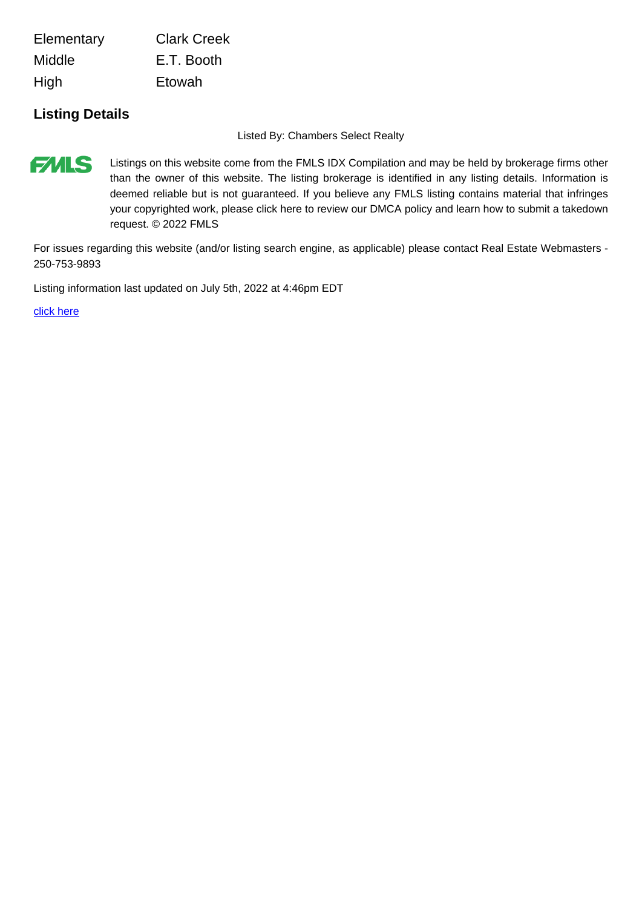| | |
|---|---|
| Elementary | Clark Creek |
| Middle | E.T. Booth |
| High | Etowah |

## Listing Details

Listed By: Chambers Select Realty

FMLS

Listings on this website come from the FMLS IDX Compilation and may be held by brokerage firms other than the owner of this website. The listing brokerage is identified in any listing details. Information is deemed reliable but is not guaranteed. If you believe any FMLS listing contains material that infringes your copyrighted work, please click here to review our DMCA policy and learn how to submit a takedown request. © 2022 FMLS

For issues regarding this website (and/or listing search engine, as applicable) please contact Real Estate Webmasters - 250-753-9893

Listing information last updated on July 5th, 2022 at 4:46pm EDT

click here